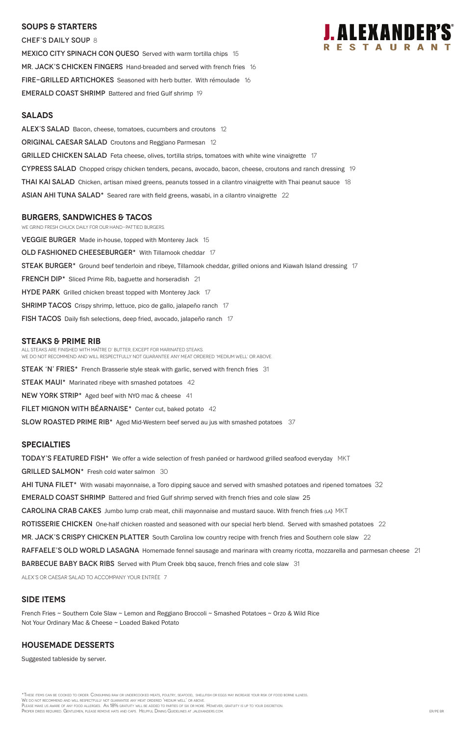# J. ALEXANDER'S® RESTAURANT

## SOUPS & STARTERS

CHEF'S DAILY SOUP 8

MEXICO CITY SPINACH CON QUESO Served with warm tortilla chips 15

MR. JACK'S CHICKEN FINGERS Hand-breaded and served with french fries 16

FIRE–GRILLED ARTICHOKES Seasoned with herb butter. With rémoulade 16

EMERALD COAST SHRIMP Battered and fried Gulf shrimp 19

## SALADS

ALEX'S SALAD Bacon, cheese, tomatoes, cucumbers and croutons 12

ORIGINAL CAESAR SALAD Croutons and Reggiano Parmesan 12

GRILLED CHICKEN SALAD Feta cheese, olives, tortilla strips, tomatoes with white wine vinaigrette 17

CYPRESS SALAD Chopped crispy chicken tenders, pecans, avocado, bacon, cheese, croutons and ranch dressing 19

THAI KAI SALAD Chicken, artisan mixed greens, peanuts tossed in a cilantro vinaigrette with Thai peanut sauce 18

ASIAN AHI TUNA SALAD* Seared rare with field greens, wasabi, in a cilantro vinaigrette 22

## BURGERS, SANDWICHES & TACOS

WE GRIND FRESH CHUCK DAILY FOR OUR HAND–PATTIED BURGERS.

VEGGIE BURGER Made in-house, topped with Monterey Jack 15

OLD FASHIONED CHEESEBURGER* With Tillamook cheddar 17

STEAK BURGER* Ground beef tenderloin and ribeye, Tillamook cheddar, grilled onions and Kiawah Island dressing 17

FRENCH DIP* Sliced Prime Rib, baguette and horseradish 21

HYDE PARK Grilled chicken breast topped with Monterey Jack 17

SHRIMP TACOS Crispy shrimp, lettuce, pico de gallo, jalapeño ranch 17

FISH TACOS Daily fish selections, deep fried, avocado, jalapeño ranch 17

## STEAKS & PRIME RIB

ALL STEAKS ARE FINISHED WITH MAÎTRE D' BUTTER, EXCEPT FOR MARINATED STEAKS.
WE DO NOT RECOMMEND AND WILL RESPECTFULLY NOT GUARANTEE ANY MEAT ORDERED 'MEDIUM WELL' OR ABOVE.

STEAK 'N' FRIES* French Brasserie style steak with garlic, served with french fries 31

STEAK MAUI* Marinated ribeye with smashed potatoes 42

NEW YORK STRIP* Aged beef with NYO mac & cheese 41

FILET MIGNON WITH BÉARNAISE* Center cut, baked potato 42

SLOW ROASTED PRIME RIB* Aged Mid-Western beef served au jus with smashed potatoes 37

## SPECIALTIES

TODAY'S FEATURED FISH* We offer a wide selection of fresh panéed or hardwood grilled seafood everyday MKT

GRILLED SALMON* Fresh cold water salmon 30

AHI TUNA FILET* With wasabi mayonnaise, a Toro dipping sauce and served with smashed potatoes and ripened tomatoes 32

EMERALD COAST SHRIMP Battered and fried Gulf shrimp served with french fries and cole slaw 25

CAROLINA CRAB CAKES Jumbo lump crab meat, chili mayonnaise and mustard sauce. With french fries (LA) MKT

ROTISSERIE CHICKEN One-half chicken roasted and seasoned with our special herb blend. Served with smashed potatoes 22

MR. JACK'S CRISPY CHICKEN PLATTER South Carolina low country recipe with french fries and Southern cole slaw 22

RAFFAELE'S OLD WORLD LASAGNA Homemade fennel sausage and marinara with creamy ricotta, mozzarella and parmesan cheese 21

BARBECUE BABY BACK RIBS Served with Plum Creek bbq sauce, french fries and cole slaw 31

ALEX'S OR CAESAR SALAD TO ACCOMPANY YOUR ENTRÉE 7

## SIDE ITEMS

French Fries ~ Southern Cole Slaw ~ Lemon and Reggiano Broccoli ~ Smashed Potatoes ~ Orzo & Wild Rice
Not Your Ordinary Mac & Cheese ~ Loaded Baked Potato

## HOUSEMADE DESSERTS

Suggested tableside by server.

*These items can be cooked to order. Consuming raw or undercooked meats, poultry, seafood, shellfish or eggs may increase your risk of food borne illness.
We do not recommend and will respectfully not guarantee any meat ordered 'medium well' or above.
Please make us aware of any food allergies. An 18% gratuity will be added to parties of six or more. However, gratuity is up to your discretion.
Proper dress required. Gentlemen, please remove hats and caps. Helpful Dining Guidelines at jalexanders.com.

ER/PE BR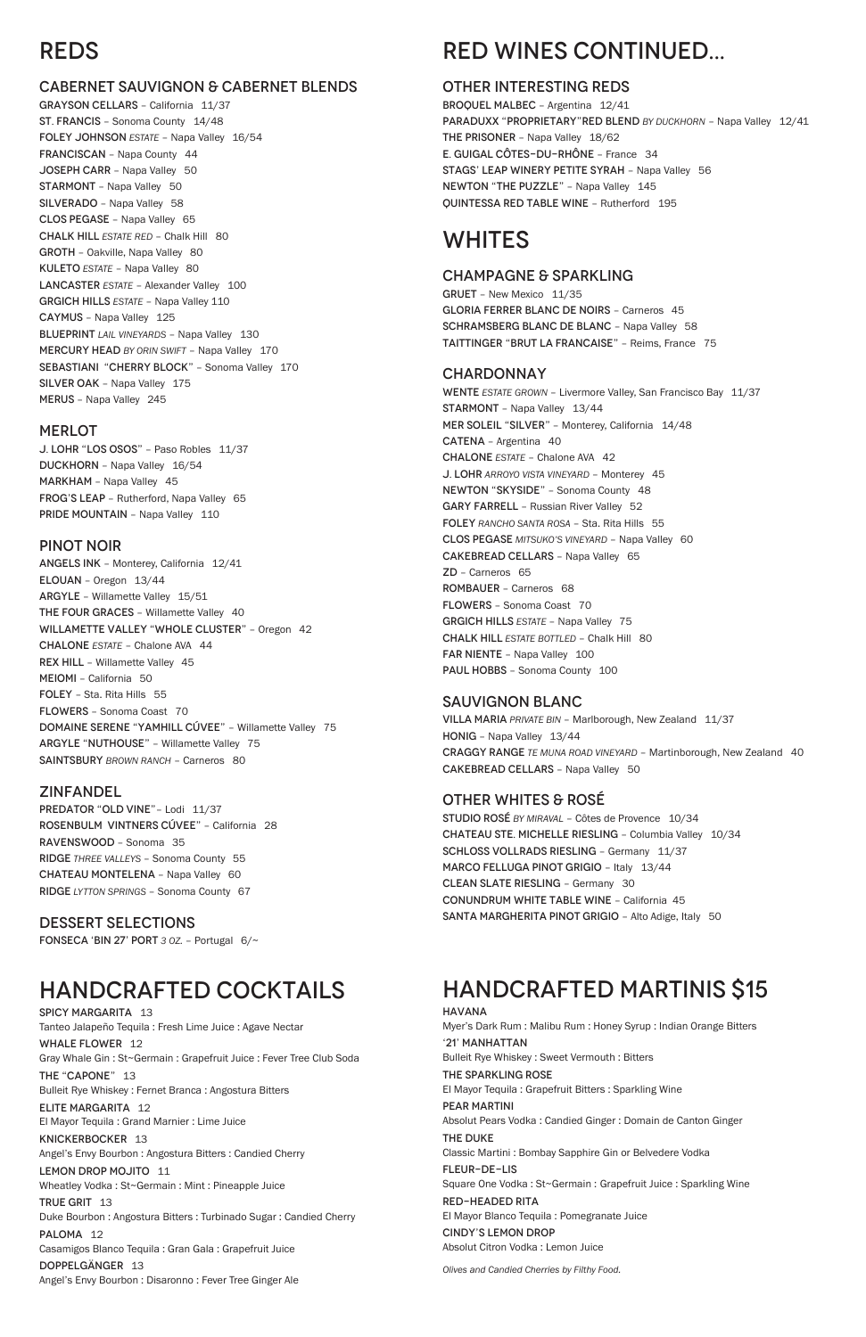# REDS

## CABERNET SAUVIGNON & CABERNET BLENDS

GRAYSON CELLARS – California 11/37
ST. FRANCIS – Sonoma County 14/48
FOLEY JOHNSON *ESTATE* – Napa Valley 16/54
FRANCISCAN – Napa County 44
JOSEPH CARR – Napa Valley 50
STARMONT – Napa Valley 50
SILVERADO – Napa Valley 58
CLOS PEGASE – Napa Valley 65
CHALK HILL *ESTATE RED* – Chalk Hill 80
GROTH – Oakville, Napa Valley 80
KULETO *ESTATE* – Napa Valley 80
LANCASTER *ESTATE* – Alexander Valley 100
GRGICH HILLS *ESTATE* – Napa Valley 110
CAYMUS – Napa Valley 125
BLUEPRINT *LAIL VINEYARDS* – Napa Valley 130
MERCURY HEAD *BY ORIN SWIFT* – Napa Valley 170
SEBASTIANI "CHERRY BLOCK" – Sonoma Valley 170
SILVER OAK – Napa Valley 175
MERUS – Napa Valley 245

## MERLOT

J. LOHR "LOS OSOS" – Paso Robles 11/37
DUCKHORN – Napa Valley 16/54
MARKHAM – Napa Valley 45
FROG'S LEAP – Rutherford, Napa Valley 65
PRIDE MOUNTAIN – Napa Valley 110

## PINOT NOIR

ANGELS INK – Monterey, California 12/41
ELOUAN – Oregon 13/44
ARGYLE – Willamette Valley 15/51
THE FOUR GRACES – Willamette Valley 40
WILLAMETTE VALLEY "WHOLE CLUSTER" – Oregon 42
CHALONE *ESTATE* – Chalone AVA 44
REX HILL – Willamette Valley 45
MEIOMI – California 50
FOLEY – Sta. Rita Hills 55
FLOWERS – Sonoma Coast 70
DOMAINE SERENE "YAMHILL CÚVEE" – Willamette Valley 75
ARGYLE "NUTHOUSE" – Willamette Valley 75
SAINTSBURY *BROWN RANCH* – Carneros 80

## ZINFANDEL

PREDATOR "OLD VINE"– Lodi 11/37
ROSENBULM VINTNERS CÚVEE" – California 28
RAVENSWOOD – Sonoma 35
RIDGE *THREE VALLEYS* – Sonoma County 55
CHATEAU MONTELENA – Napa Valley 60
RIDGE *LYTTON SPRINGS* – Sonoma County 67

## DESSERT SELECTIONS

FONSECA 'BIN 27' PORT *3 OZ.* – Portugal 6/~

# RED WINES CONTINUED...

## OTHER INTERESTING REDS

BROQUEL MALBEC – Argentina 12/41
PARADUXX "PROPRIETARY"RED BLEND *BY DUCKHORN* – Napa Valley 12/41
THE PRISONER – Napa Valley 18/62
E. GUIGAL CÔTES–DU–RHÔNE – France 34
STAGS' LEAP WINERY PETITE SYRAH – Napa Valley 56
NEWTON "THE PUZZLE" – Napa Valley 145
QUINTESSA RED TABLE WINE – Rutherford 195

# WHITES

## CHAMPAGNE & SPARKLING

GRUET – New Mexico 11/35
GLORIA FERRER BLANC DE NOIRS – Carneros 45
SCHRAMSBERG BLANC DE BLANC – Napa Valley 58
TAITTINGER "BRUT LA FRANCAISE" – Reims, France 75

## CHARDONNAY

WENTE *ESTATE GROWN* – Livermore Valley, San Francisco Bay 11/37
STARMONT – Napa Valley 13/44
MER SOLEIL "SILVER" – Monterey, California 14/48
CATENA – Argentina 40
CHALONE *ESTATE* – Chalone AVA 42
J. LOHR *ARROYO VISTA VINEYARD* – Monterey 45
NEWTON "SKYSIDE" – Sonoma County 48
GARY FARRELL – Russian River Valley 52
FOLEY *RANCHO SANTA ROSA* – Sta. Rita Hills 55
CLOS PEGASE *MITSUKO'S VINEYARD* – Napa Valley 60
CAKEBREAD CELLARS – Napa Valley 65
ZD – Carneros 65
ROMBAUER – Carneros 68
FLOWERS – Sonoma Coast 70
GRGICH HILLS *ESTATE* – Napa Valley 75
CHALK HILL *ESTATE BOTTLED* – Chalk Hill 80
FAR NIENTE – Napa Valley 100
PAUL HOBBS – Sonoma County 100

## SAUVIGNON BLANC

VILLA MARIA *PRIVATE BIN* – Marlborough, New Zealand 11/37
HONIG – Napa Valley 13/44
CRAGGY RANGE *TE MUNA ROAD VINEYARD* – Martinborough, New Zealand 40
CAKEBREAD CELLARS – Napa Valley 50

## OTHER WHITES & ROSÉ

STUDIO ROSÉ *BY MIRAVAL* – Côtes de Provence 10/34
CHATEAU STE. MICHELLE RIESLING – Columbia Valley 10/34
SCHLOSS VOLLRADS RIESLING – Germany 11/37
MARCO FELLUGA PINOT GRIGIO – Italy 13/44
CLEAN SLATE RIESLING – Germany 30
CONUNDRUM WHITE TABLE WINE – California 45
SANTA MARGHERITA PINOT GRIGIO – Alto Adige, Italy 50

# HANDCRAFTED COCKTAILS

SPICY MARGARITA 13
Tanteo Jalapeño Tequila : Fresh Lime Juice : Agave Nectar

WHALE FLOWER 12
Gray Whale Gin : St~Germain : Grapefruit Juice : Fever Tree Club Soda

THE "CAPONE" 13
Bulleit Rye Whiskey : Fernet Branca : Angostura Bitters

ELITE MARGARITA 12
El Mayor Tequila : Grand Marnier : Lime Juice

KNICKERBOCKER 13
Angel's Envy Bourbon : Angostura Bitters : Candied Cherry

LEMON DROP MOJITO 11
Wheatley Vodka : St~Germain : Mint : Pineapple Juice

TRUE GRIT 13
Duke Bourbon : Angostura Bitters : Turbinado Sugar : Candied Cherry

PALOMA 12
Casamigos Blanco Tequila : Gran Gala : Grapefruit Juice

DOPPELGÄNGER 13
Angel's Envy Bourbon : Disaronno : Fever Tree Ginger Ale

# HANDCRAFTED MARTINIS $15

HAVANA
Myer's Dark Rum : Malibu Rum : Honey Syrup : Indian Orange Bitters

'21' MANHATTAN
Bulleit Rye Whiskey : Sweet Vermouth : Bitters

THE SPARKLING ROSE
El Mayor Tequila : Grapefruit Bitters : Sparkling Wine

PEAR MARTINI
Absolut Pears Vodka : Candied Ginger : Domain de Canton Ginger

THE DUKE
Classic Martini : Bombay Sapphire Gin or Belvedere Vodka

FLEUR–DE–LIS
Square One Vodka : St~Germain : Grapefruit Juice : Sparkling Wine

RED–HEADED RITA
El Mayor Blanco Tequila : Pomegranate Juice

CINDY'S LEMON DROP
Absolut Citron Vodka : Lemon Juice

*Olives and Candied Cherries by Filthy Food.*